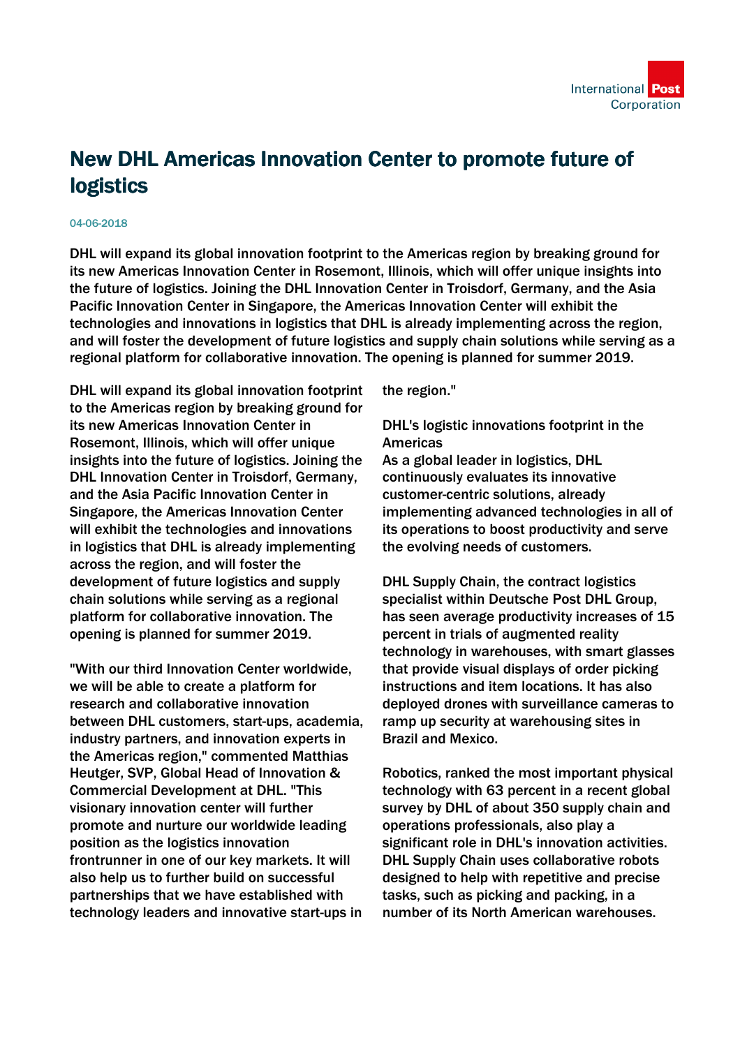# New DHL Americas Innovation Center to promote future of logistics

04-06-2018

**DHL will expand its global innovation footprint to the Americas region by breaking ground for its new Americas Innovation Center in Rosemont, Illinois, which will offer unique insights into the future of logistics. Joining the DHL Innovation Center in Troisdorf, Germany, and the Asia Pacific Innovation Center in Singapore, the Americas Innovation Center will exhibit the technologies and innovations in logistics that DHL is already implementing across the region, and will foster the development of future logistics and supply chain solutions while serving as a regional platform for collaborative innovation. The opening is planned for summer 2019.**

DHL will expand its global innovation footprint to the Americas region by breaking ground for its new Americas Innovation Center in Rosemont, Illinois, which will offer unique insights into the future of logistics. Joining the DHL Innovation Center in Troisdorf, Germany, and the Asia Pacific Innovation Center in Singapore, the Americas Innovation Center will exhibit the technologies and innovations in logistics that DHL is already implementing across the region, and will foster the development of future logistics and supply chain solutions while serving as a regional platform for collaborative innovation. The opening is planned for summer 2019.

"With our third Innovation Center worldwide, we will be able to create a platform for research and collaborative innovation between DHL customers, start-ups, academia, industry partners, and innovation experts in the Americas region," commented Matthias Heutger, SVP, Global Head of Innovation & Commercial Development at DHL. "This visionary innovation center will further promote and nurture our worldwide leading position as the logistics innovation frontrunner in one of our key markets. It will also help us to further build on successful partnerships that we have established with technology leaders and innovative start-ups in the region."

DHL's logistic innovations footprint in the Americas

As a global leader in logistics, DHL continuously evaluates its innovative customer-centric solutions, already implementing advanced technologies in all of its operations to boost productivity and serve the evolving needs of customers.

DHL Supply Chain, the contract logistics specialist within Deutsche Post DHL Group, has seen average productivity increases of 15 percent in trials of augmented reality technology in warehouses, with smart glasses that provide visual displays of order picking instructions and item locations. It has also deployed drones with surveillance cameras to ramp up security at warehousing sites in Brazil and Mexico.

Robotics, ranked the most important physical technology with 63 percent in a recent global survey by DHL of about 350 supply chain and operations professionals, also play a significant role in DHL's innovation activities. DHL Supply Chain uses collaborative robots designed to help with repetitive and precise tasks, such as picking and packing, in a number of its North American warehouses.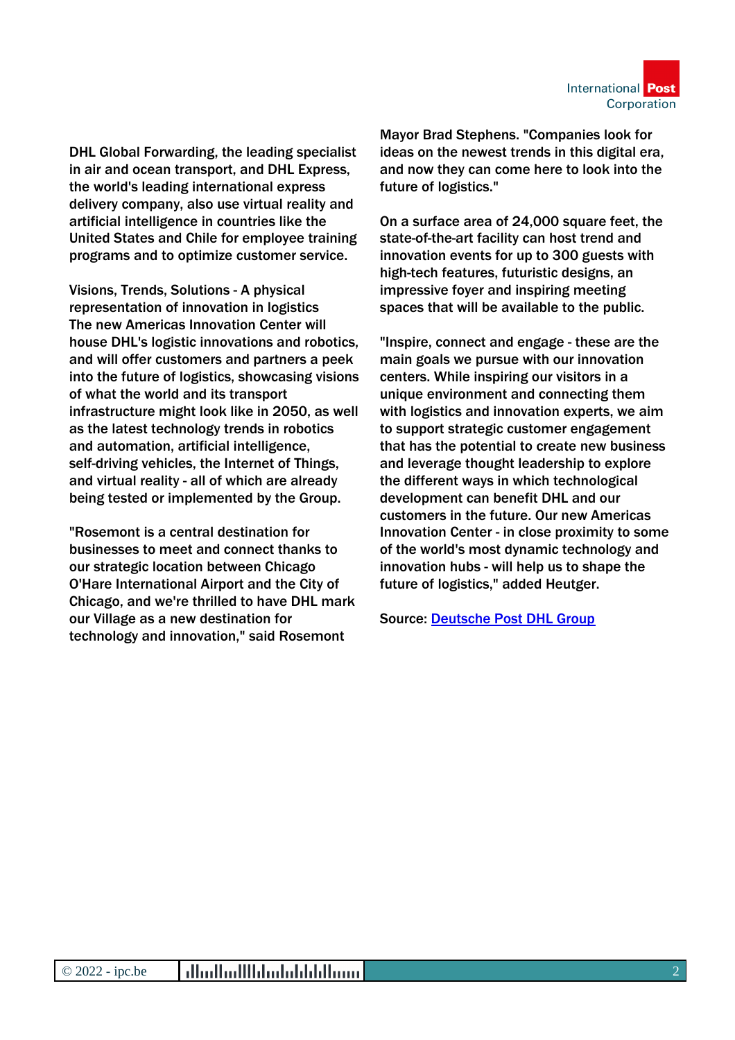DHL Global Forwarding, the leading specialist in air and ocean transport, and DHL Express, the world's leading international express delivery company, also use virtual reality and artificial intelligence in countries like the United States and Chile for employee training programs and to optimize customer service.

Visions, Trends, Solutions - A physical representation of innovation in logistics
The new Americas Innovation Center will house DHL's logistic innovations and robotics, and will offer customers and partners a peek into the future of logistics, showcasing visions of what the world and its transport infrastructure might look like in 2050, as well as the latest technology trends in robotics and automation, artificial intelligence, self-driving vehicles, the Internet of Things, and virtual reality - all of which are already being tested or implemented by the Group.

"Rosemont is a central destination for businesses to meet and connect thanks to our strategic location between Chicago O'Hare International Airport and the City of Chicago, and we're thrilled to have DHL mark our Village as a new destination for technology and innovation," said Rosemont Mayor Brad Stephens. "Companies look for ideas on the newest trends in this digital era, and now they can come here to look into the future of logistics."

On a surface area of 24,000 square feet, the state-of-the-art facility can host trend and innovation events for up to 300 guests with high-tech features, futuristic designs, an impressive foyer and inspiring meeting spaces that will be available to the public.

"Inspire, connect and engage - these are the main goals we pursue with our innovation centers. While inspiring our visitors in a unique environment and connecting them with logistics and innovation experts, we aim to support strategic customer engagement that has the potential to create new business and leverage thought leadership to explore the different ways in which technological development can benefit DHL and our customers in the future. Our new Americas Innovation Center - in close proximity to some of the world's most dynamic technology and innovation hubs - will help us to shape the future of logistics," added Heutger.

Source: [Deutsche Post DHL Group]